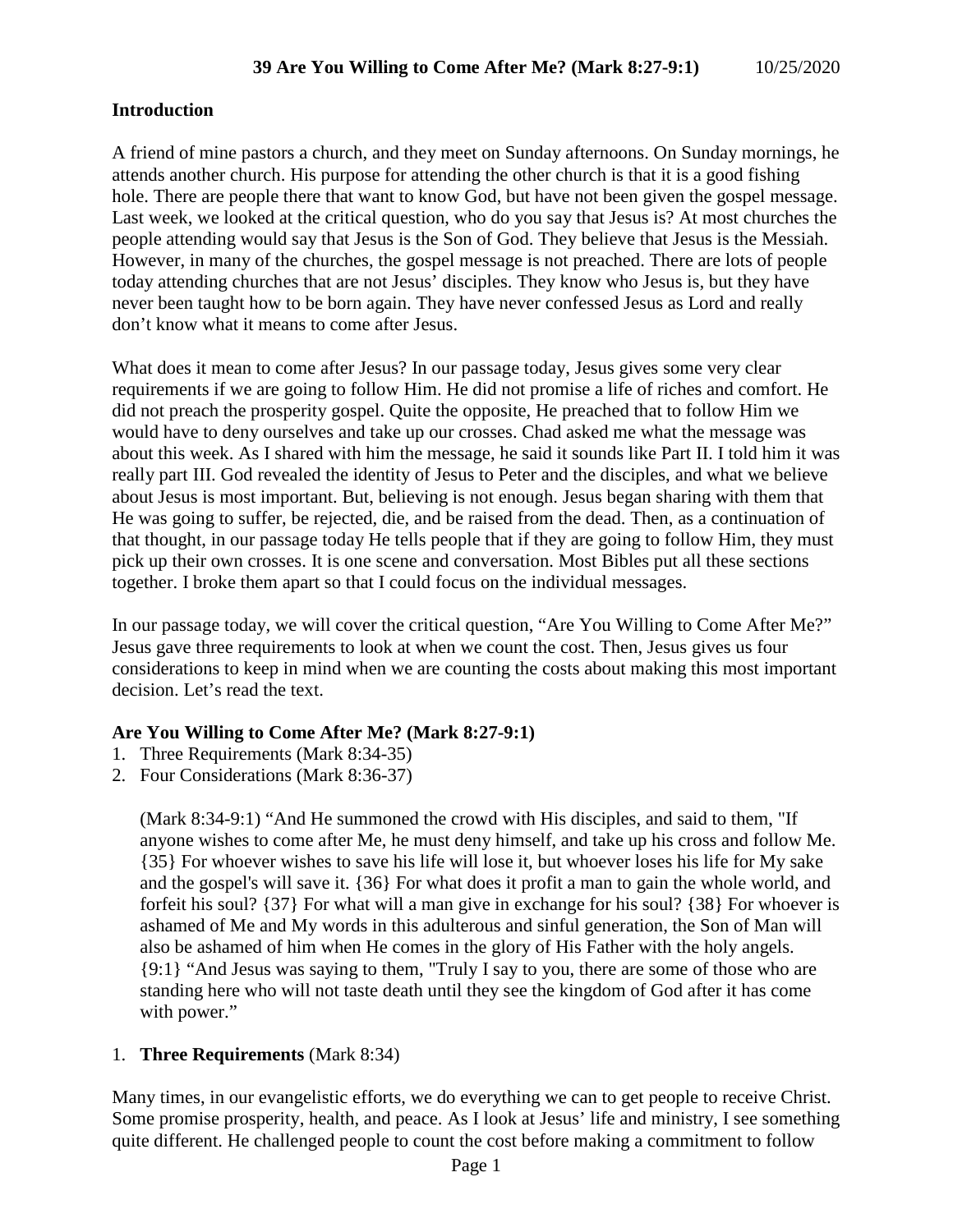# 39 Are You Willing to Come After Me? (Mark 8:27-9:1) 10/25/2020

## Introduction

A friend of mine pastors a church, and they meet on Sunday afternoons. On Sunday mornings, he attends another church. His purpose for attending the other church is that it is a good fishing hole. There are people there that want to know God, but have not been given the gospel message. Last week, we looked at the critical question, who do you say that Jesus is? At most churches the people attending would say that Jesus is the Son of God. They believe that Jesus is the Messiah. However, in many of the churches, the gospel message is not preached. There are lots of people today attending churches that are not Jesus' disciples. They know who Jesus is, but they have never been taught how to be born again. They have never confessed Jesus as Lord and really don't know what it means to come after Jesus.

What does it mean to come after Jesus? In our passage today, Jesus gives some very clear requirements if we are going to follow Him. He did not promise a life of riches and comfort. He did not preach the prosperity gospel. Quite the opposite, He preached that to follow Him we would have to deny ourselves and take up our crosses. Chad asked me what the message was about this week. As I shared with him the message, he said it sounds like Part II. I told him it was really part III. God revealed the identity of Jesus to Peter and the disciples, and what we believe about Jesus is most important. But, believing is not enough. Jesus began sharing with them that He was going to suffer, be rejected, die, and be raised from the dead. Then, as a continuation of that thought, in our passage today He tells people that if they are going to follow Him, they must pick up their own crosses. It is one scene and conversation. Most Bibles put all these sections together. I broke them apart so that I could focus on the individual messages.

In our passage today, we will cover the critical question, "Are You Willing to Come After Me?" Jesus gave three requirements to look at when we count the cost. Then, Jesus gives us four considerations to keep in mind when we are counting the costs about making this most important decision. Let's read the text.

## Are You Willing to Come After Me? (Mark 8:27-9:1)

1. Three Requirements (Mark 8:34-35)
2. Four Considerations (Mark 8:36-37)

> (Mark 8:34-9:1) "And He summoned the crowd with His disciples, and said to them, "If anyone wishes to come after Me, he must deny himself, and take up his cross and follow Me. {35} For whoever wishes to save his life will lose it, but whoever loses his life for My sake and the gospel's will save it. {36} For what does it profit a man to gain the whole world, and forfeit his soul? {37} For what will a man give in exchange for his soul? {38} For whoever is ashamed of Me and My words in this adulterous and sinful generation, the Son of Man will also be ashamed of him when He comes in the glory of His Father with the holy angels. {9:1} "And Jesus was saying to them, "Truly I say to you, there are some of those who are standing here who will not taste death until they see the kingdom of God after it has come with power."

1. **Three Requirements** (Mark 8:34)

Many times, in our evangelistic efforts, we do everything we can to get people to receive Christ. Some promise prosperity, health, and peace. As I look at Jesus' life and ministry, I see something quite different. He challenged people to count the cost before making a commitment to follow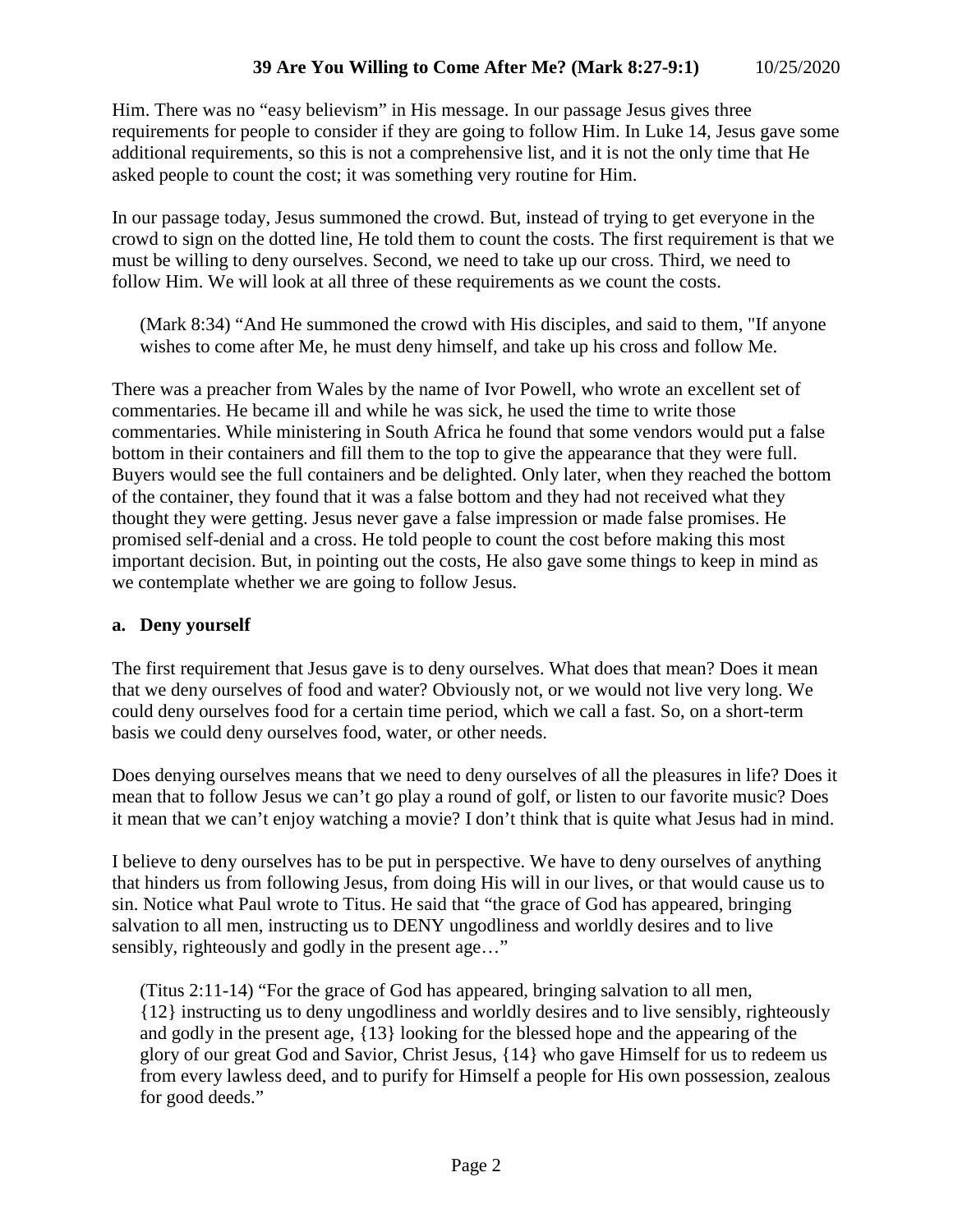Him. There was no "easy believism" in His message. In our passage Jesus gives three requirements for people to consider if they are going to follow Him. In Luke 14, Jesus gave some additional requirements, so this is not a comprehensive list, and it is not the only time that He asked people to count the cost; it was something very routine for Him.

In our passage today, Jesus summoned the crowd. But, instead of trying to get everyone in the crowd to sign on the dotted line, He told them to count the costs. The first requirement is that we must be willing to deny ourselves. Second, we need to take up our cross. Third, we need to follow Him. We will look at all three of these requirements as we count the costs.

> (Mark 8:34) "And He summoned the crowd with His disciples, and said to them, "If anyone wishes to come after Me, he must deny himself, and take up his cross and follow Me.

There was a preacher from Wales by the name of Ivor Powell, who wrote an excellent set of commentaries. He became ill and while he was sick, he used the time to write those commentaries. While ministering in South Africa he found that some vendors would put a false bottom in their containers and fill them to the top to give the appearance that they were full. Buyers would see the full containers and be delighted. Only later, when they reached the bottom of the container, they found that it was a false bottom and they had not received what they thought they were getting. Jesus never gave a false impression or made false promises. He promised self-denial and a cross. He told people to count the cost before making this most important decision. But, in pointing out the costs, He also gave some things to keep in mind as we contemplate whether we are going to follow Jesus.

### a. Deny yourself

The first requirement that Jesus gave is to deny ourselves. What does that mean? Does it mean that we deny ourselves of food and water? Obviously not, or we would not live very long. We could deny ourselves food for a certain time period, which we call a fast. So, on a short-term basis we could deny ourselves food, water, or other needs.

Does denying ourselves means that we need to deny ourselves of all the pleasures in life? Does it mean that to follow Jesus we can't go play a round of golf, or listen to our favorite music? Does it mean that we can't enjoy watching a movie? I don't think that is quite what Jesus had in mind.

I believe to deny ourselves has to be put in perspective. We have to deny ourselves of anything that hinders us from following Jesus, from doing His will in our lives, or that would cause us to sin. Notice what Paul wrote to Titus. He said that "the grace of God has appeared, bringing salvation to all men, instructing us to DENY ungodliness and worldly desires and to live sensibly, righteously and godly in the present age…"

> (Titus 2:11-14) "For the grace of God has appeared, bringing salvation to all men, {12} instructing us to deny ungodliness and worldly desires and to live sensibly, righteously and godly in the present age, {13} looking for the blessed hope and the appearing of the glory of our great God and Savior, Christ Jesus, {14} who gave Himself for us to redeem us from every lawless deed, and to purify for Himself a people for His own possession, zealous for good deeds."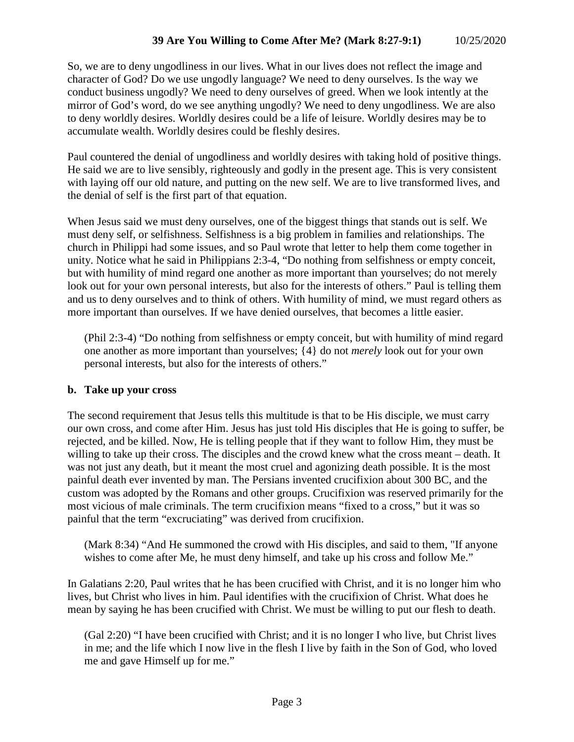So, we are to deny ungodliness in our lives. What in our lives does not reflect the image and character of God? Do we use ungodly language? We need to deny ourselves. Is the way we conduct business ungodly? We need to deny ourselves of greed. When we look intently at the mirror of God's word, do we see anything ungodly? We need to deny ungodliness. We are also to deny worldly desires. Worldly desires could be a life of leisure. Worldly desires may be to accumulate wealth. Worldly desires could be fleshly desires.

Paul countered the denial of ungodliness and worldly desires with taking hold of positive things. He said we are to live sensibly, righteously and godly in the present age. This is very consistent with laying off our old nature, and putting on the new self. We are to live transformed lives, and the denial of self is the first part of that equation.

When Jesus said we must deny ourselves, one of the biggest things that stands out is self. We must deny self, or selfishness. Selfishness is a big problem in families and relationships. The church in Philippi had some issues, and so Paul wrote that letter to help them come together in unity. Notice what he said in Philippians 2:3-4, "Do nothing from selfishness or empty conceit, but with humility of mind regard one another as more important than yourselves; do not merely look out for your own personal interests, but also for the interests of others." Paul is telling them and us to deny ourselves and to think of others. With humility of mind, we must regard others as more important than ourselves. If we have denied ourselves, that becomes a little easier.

> (Phil 2:3-4) "Do nothing from selfishness or empty conceit, but with humility of mind regard one another as more important than yourselves; {4} do not *merely* look out for your own personal interests, but also for the interests of others."

### b. Take up your cross

The second requirement that Jesus tells this multitude is that to be His disciple, we must carry our own cross, and come after Him. Jesus has just told His disciples that He is going to suffer, be rejected, and be killed. Now, He is telling people that if they want to follow Him, they must be willing to take up their cross. The disciples and the crowd knew what the cross meant – death. It was not just any death, but it meant the most cruel and agonizing death possible. It is the most painful death ever invented by man. The Persians invented crucifixion about 300 BC, and the custom was adopted by the Romans and other groups. Crucifixion was reserved primarily for the most vicious of male criminals. The term crucifixion means "fixed to a cross," but it was so painful that the term "excruciating" was derived from crucifixion.

> (Mark 8:34) "And He summoned the crowd with His disciples, and said to them, "If anyone wishes to come after Me, he must deny himself, and take up his cross and follow Me."

In Galatians 2:20, Paul writes that he has been crucified with Christ, and it is no longer him who lives, but Christ who lives in him. Paul identifies with the crucifixion of Christ. What does he mean by saying he has been crucified with Christ. We must be willing to put our flesh to death.

> (Gal 2:20) "I have been crucified with Christ; and it is no longer I who live, but Christ lives in me; and the life which I now live in the flesh I live by faith in the Son of God, who loved me and gave Himself up for me."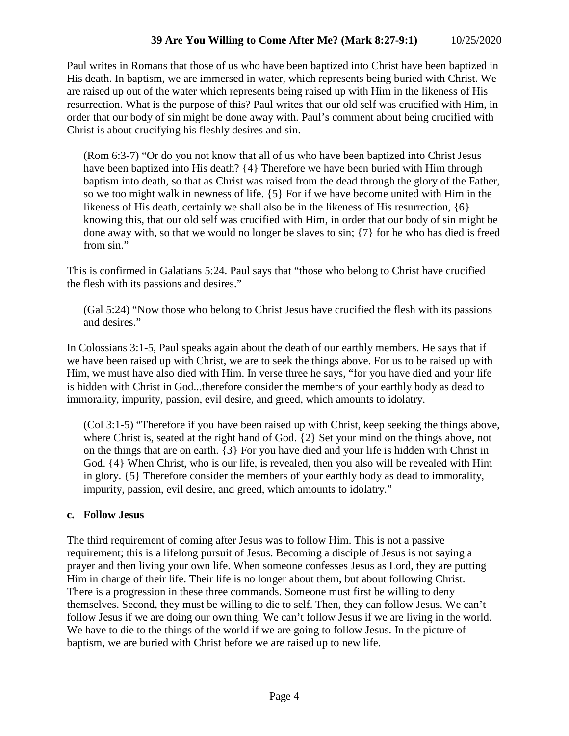Paul writes in Romans that those of us who have been baptized into Christ have been baptized in His death. In baptism, we are immersed in water, which represents being buried with Christ. We are raised up out of the water which represents being raised up with Him in the likeness of His resurrection. What is the purpose of this? Paul writes that our old self was crucified with Him, in order that our body of sin might be done away with. Paul's comment about being crucified with Christ is about crucifying his fleshly desires and sin.

> (Rom 6:3-7) "Or do you not know that all of us who have been baptized into Christ Jesus have been baptized into His death? {4} Therefore we have been buried with Him through baptism into death, so that as Christ was raised from the dead through the glory of the Father, so we too might walk in newness of life. {5} For if we have become united with Him in the likeness of His death, certainly we shall also be in the likeness of His resurrection, {6} knowing this, that our old self was crucified with Him, in order that our body of sin might be done away with, so that we would no longer be slaves to sin; {7} for he who has died is freed from sin."

This is confirmed in Galatians 5:24. Paul says that "those who belong to Christ have crucified the flesh with its passions and desires."

> (Gal 5:24) "Now those who belong to Christ Jesus have crucified the flesh with its passions and desires."

In Colossians 3:1-5, Paul speaks again about the death of our earthly members. He says that if we have been raised up with Christ, we are to seek the things above. For us to be raised up with Him, we must have also died with Him. In verse three he says, "for you have died and your life is hidden with Christ in God...therefore consider the members of your earthly body as dead to immorality, impurity, passion, evil desire, and greed, which amounts to idolatry.

> (Col 3:1-5) "Therefore if you have been raised up with Christ, keep seeking the things above, where Christ is, seated at the right hand of God. {2} Set your mind on the things above, not on the things that are on earth. {3} For you have died and your life is hidden with Christ in God. {4} When Christ, who is our life, is revealed, then you also will be revealed with Him in glory. {5} Therefore consider the members of your earthly body as dead to immorality, impurity, passion, evil desire, and greed, which amounts to idolatry."

### c. Follow Jesus

The third requirement of coming after Jesus was to follow Him. This is not a passive requirement; this is a lifelong pursuit of Jesus. Becoming a disciple of Jesus is not saying a prayer and then living your own life. When someone confesses Jesus as Lord, they are putting Him in charge of their life. Their life is no longer about them, but about following Christ. There is a progression in these three commands. Someone must first be willing to deny themselves. Second, they must be willing to die to self. Then, they can follow Jesus. We can't follow Jesus if we are doing our own thing. We can't follow Jesus if we are living in the world. We have to die to the things of the world if we are going to follow Jesus. In the picture of baptism, we are buried with Christ before we are raised up to new life.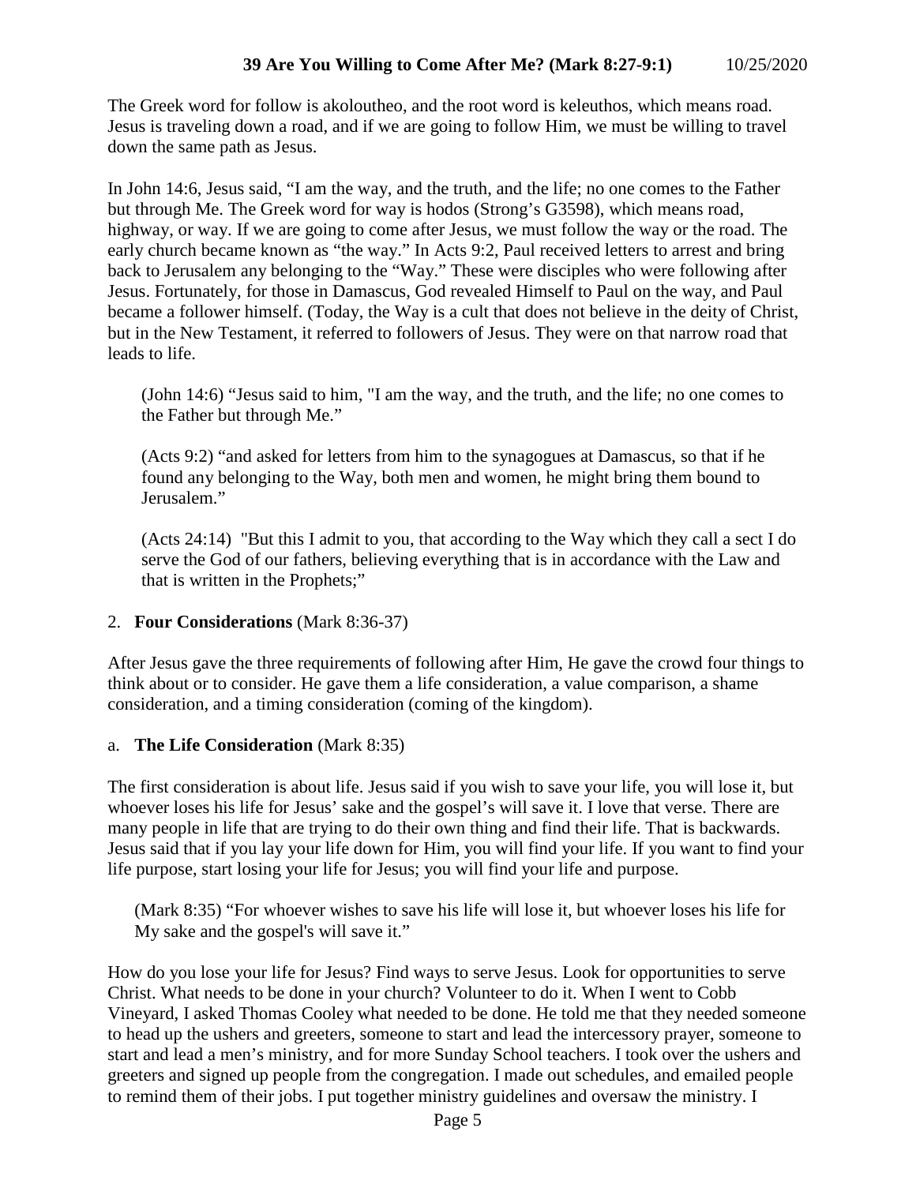The Greek word for follow is akoloutheo, and the root word is keleuthos, which means road. Jesus is traveling down a road, and if we are going to follow Him, we must be willing to travel down the same path as Jesus.

In John 14:6, Jesus said, “I am the way, and the truth, and the life; no one comes to the Father but through Me. The Greek word for way is hodos (Strong’s G3598), which means road, highway, or way. If we are going to come after Jesus, we must follow the way or the road. The early church became known as “the way.” In Acts 9:2, Paul received letters to arrest and bring back to Jerusalem any belonging to the “Way.” These were disciples who were following after Jesus. Fortunately, for those in Damascus, God revealed Himself to Paul on the way, and Paul became a follower himself. (Today, the Way is a cult that does not believe in the deity of Christ, but in the New Testament, it referred to followers of Jesus. They were on that narrow road that leads to life.

> (John 14:6) “Jesus said to him, "I am the way, and the truth, and the life; no one comes to the Father but through Me.”
>
> (Acts 9:2) “and asked for letters from him to the synagogues at Damascus, so that if he found any belonging to the Way, both men and women, he might bring them bound to Jerusalem.”
>
> (Acts 24:14) "But this I admit to you, that according to the Way which they call a sect I do serve the God of our fathers, believing everything that is in accordance with the Law and that is written in the Prophets;"

2. **Four Considerations** (Mark 8:36-37)

After Jesus gave the three requirements of following after Him, He gave the crowd four things to think about or to consider. He gave them a life consideration, a value comparison, a shame consideration, and a timing consideration (coming of the kingdom).

a. **The Life Consideration** (Mark 8:35)

The first consideration is about life. Jesus said if you wish to save your life, you will lose it, but whoever loses his life for Jesus’ sake and the gospel’s will save it. I love that verse. There are many people in life that are trying to do their own thing and find their life. That is backwards. Jesus said that if you lay your life down for Him, you will find your life. If you want to find your life purpose, start losing your life for Jesus; you will find your life and purpose.

> (Mark 8:35) “For whoever wishes to save his life will lose it, but whoever loses his life for My sake and the gospel's will save it.”

How do you lose your life for Jesus? Find ways to serve Jesus. Look for opportunities to serve Christ. What needs to be done in your church? Volunteer to do it. When I went to Cobb Vineyard, I asked Thomas Cooley what needed to be done. He told me that they needed someone to head up the ushers and greeters, someone to start and lead the intercessory prayer, someone to start and lead a men’s ministry, and for more Sunday School teachers. I took over the ushers and greeters and signed up people from the congregation. I made out schedules, and emailed people to remind them of their jobs. I put together ministry guidelines and oversaw the ministry. I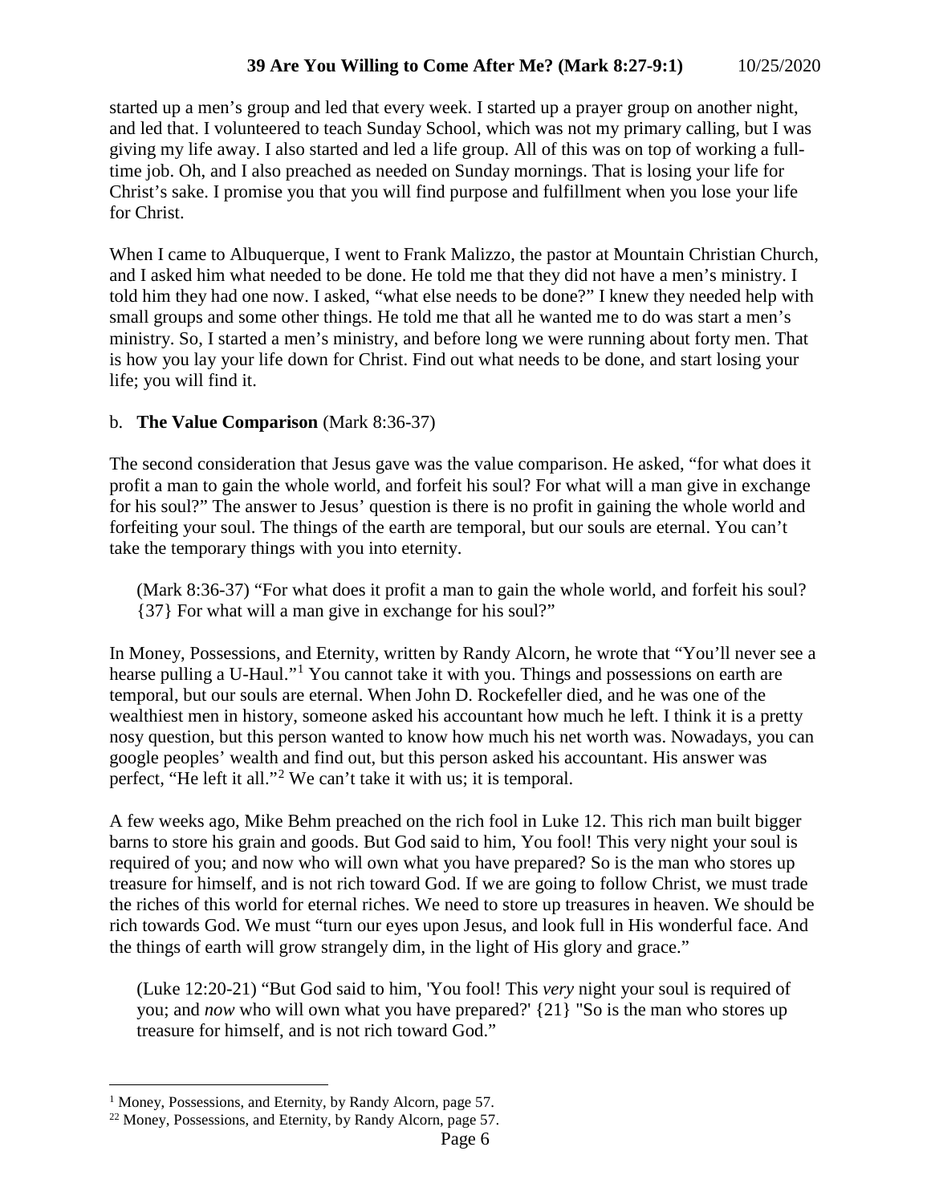started up a men's group and led that every week. I started up a prayer group on another night, and led that. I volunteered to teach Sunday School, which was not my primary calling, but I was giving my life away. I also started and led a life group. All of this was on top of working a full-time job. Oh, and I also preached as needed on Sunday mornings. That is losing your life for Christ's sake. I promise you that you will find purpose and fulfillment when you lose your life for Christ.

When I came to Albuquerque, I went to Frank Malizzo, the pastor at Mountain Christian Church, and I asked him what needed to be done. He told me that they did not have a men's ministry. I told him they had one now. I asked, "what else needs to be done?" I knew they needed help with small groups and some other things. He told me that all he wanted me to do was start a men's ministry. So, I started a men's ministry, and before long we were running about forty men. That is how you lay your life down for Christ. Find out what needs to be done, and start losing your life; you will find it.

b. **The Value Comparison** (Mark 8:36-37)

The second consideration that Jesus gave was the value comparison. He asked, "for what does it profit a man to gain the whole world, and forfeit his soul? For what will a man give in exchange for his soul?" The answer to Jesus' question is there is no profit in gaining the whole world and forfeiting your soul. The things of the earth are temporal, but our souls are eternal. You can't take the temporary things with you into eternity.

> (Mark 8:36-37) "For what does it profit a man to gain the whole world, and forfeit his soul? {37} For what will a man give in exchange for his soul?"

In Money, Possessions, and Eternity, written by Randy Alcorn, he wrote that "You'll never see a hearse pulling a U-Haul."[1] You cannot take it with you. Things and possessions on earth are temporal, but our souls are eternal. When John D. Rockefeller died, and he was one of the wealthiest men in history, someone asked his accountant how much he left. I think it is a pretty nosy question, but this person wanted to know how much his net worth was. Nowadays, you can google peoples' wealth and find out, but this person asked his accountant. His answer was perfect, "He left it all."[2] We can't take it with us; it is temporal.

A few weeks ago, Mike Behm preached on the rich fool in Luke 12. This rich man built bigger barns to store his grain and goods. But God said to him, You fool! This very night your soul is required of you; and now who will own what you have prepared? So is the man who stores up treasure for himself, and is not rich toward God. If we are going to follow Christ, we must trade the riches of this world for eternal riches. We need to store up treasures in heaven. We should be rich towards God. We must "turn our eyes upon Jesus, and look full in His wonderful face. And the things of earth will grow strangely dim, in the light of His glory and grace."

> (Luke 12:20-21) "But God said to him, 'You fool! This *very* night your soul is required of you; and *now* who will own what you have prepared?' {21} "So is the man who stores up treasure for himself, and is not rich toward God."

---

[1] Money, Possessions, and Eternity, by Randy Alcorn, page 57.

[22] Money, Possessions, and Eternity, by Randy Alcorn, page 57.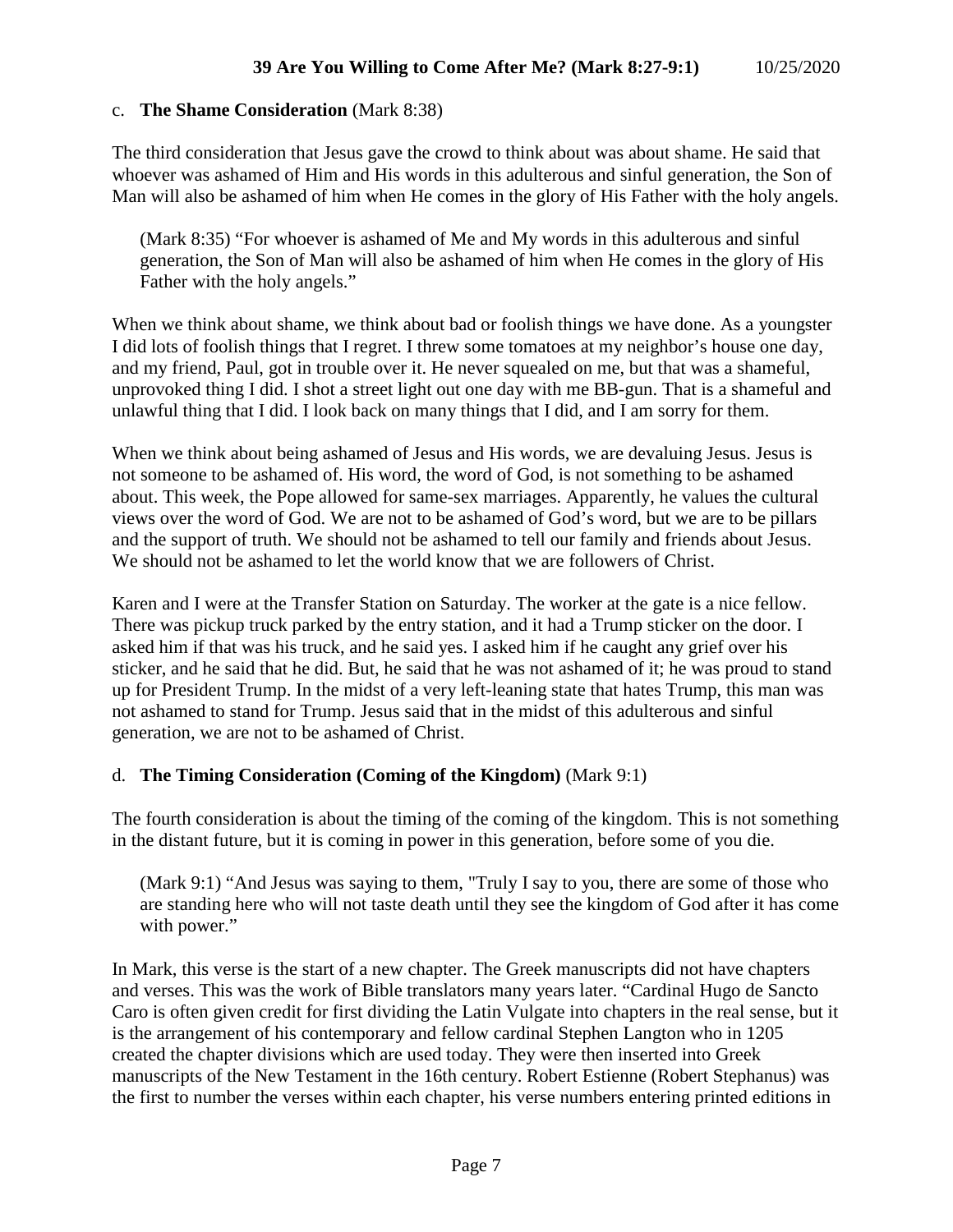c. **The Shame Consideration** (Mark 8:38)

The third consideration that Jesus gave the crowd to think about was about shame. He said that whoever was ashamed of Him and His words in this adulterous and sinful generation, the Son of Man will also be ashamed of him when He comes in the glory of His Father with the holy angels.

> (Mark 8:35) "For whoever is ashamed of Me and My words in this adulterous and sinful generation, the Son of Man will also be ashamed of him when He comes in the glory of His Father with the holy angels."

When we think about shame, we think about bad or foolish things we have done. As a youngster I did lots of foolish things that I regret. I threw some tomatoes at my neighbor's house one day, and my friend, Paul, got in trouble over it. He never squealed on me, but that was a shameful, unprovoked thing I did. I shot a street light out one day with me BB-gun. That is a shameful and unlawful thing that I did. I look back on many things that I did, and I am sorry for them.

When we think about being ashamed of Jesus and His words, we are devaluing Jesus. Jesus is not someone to be ashamed of. His word, the word of God, is not something to be ashamed about. This week, the Pope allowed for same-sex marriages. Apparently, he values the cultural views over the word of God. We are not to be ashamed of God's word, but we are to be pillars and the support of truth. We should not be ashamed to tell our family and friends about Jesus. We should not be ashamed to let the world know that we are followers of Christ.

Karen and I were at the Transfer Station on Saturday. The worker at the gate is a nice fellow. There was pickup truck parked by the entry station, and it had a Trump sticker on the door. I asked him if that was his truck, and he said yes. I asked him if he caught any grief over his sticker, and he said that he did. But, he said that he was not ashamed of it; he was proud to stand up for President Trump. In the midst of a very left-leaning state that hates Trump, this man was not ashamed to stand for Trump. Jesus said that in the midst of this adulterous and sinful generation, we are not to be ashamed of Christ.

d. **The Timing Consideration (Coming of the Kingdom)** (Mark 9:1)

The fourth consideration is about the timing of the coming of the kingdom. This is not something in the distant future, but it is coming in power in this generation, before some of you die.

> (Mark 9:1) "And Jesus was saying to them, "Truly I say to you, there are some of those who are standing here who will not taste death until they see the kingdom of God after it has come with power."

In Mark, this verse is the start of a new chapter. The Greek manuscripts did not have chapters and verses. This was the work of Bible translators many years later. "Cardinal Hugo de Sancto Caro is often given credit for first dividing the Latin Vulgate into chapters in the real sense, but it is the arrangement of his contemporary and fellow cardinal Stephen Langton who in 1205 created the chapter divisions which are used today. They were then inserted into Greek manuscripts of the New Testament in the 16th century. Robert Estienne (Robert Stephanus) was the first to number the verses within each chapter, his verse numbers entering printed editions in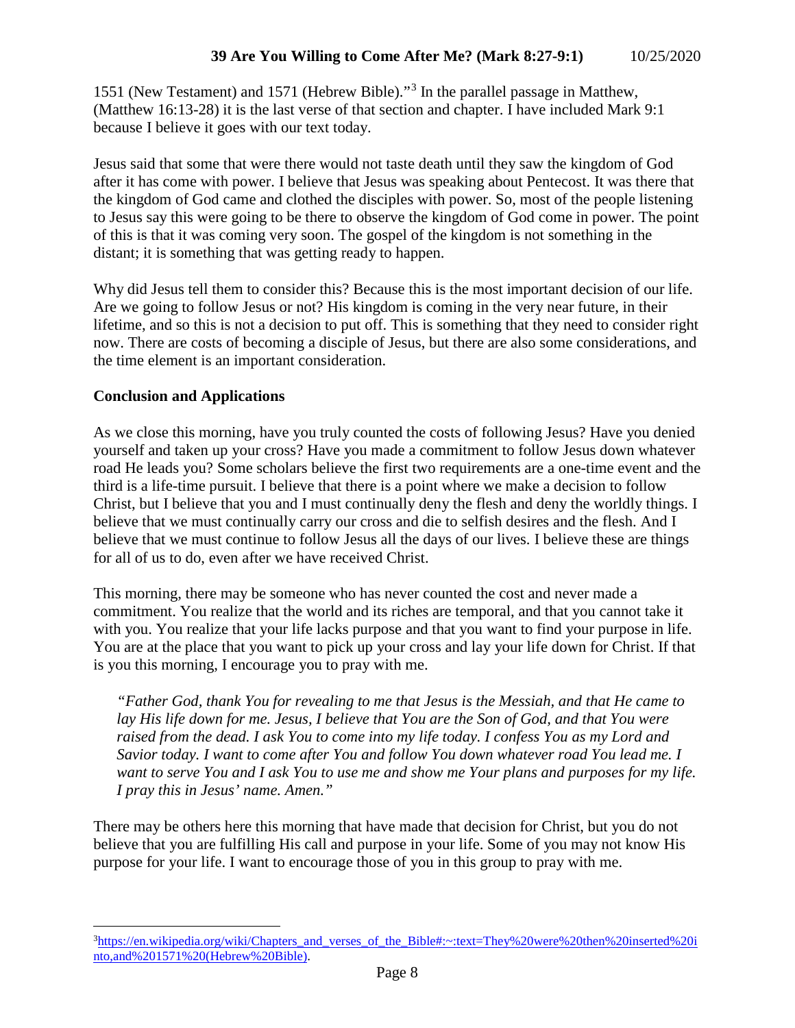1551 (New Testament) and 1571 (Hebrew Bible)."[3] In the parallel passage in Matthew, (Matthew 16:13-28) it is the last verse of that section and chapter. I have included Mark 9:1 because I believe it goes with our text today.

Jesus said that some that were there would not taste death until they saw the kingdom of God after it has come with power. I believe that Jesus was speaking about Pentecost. It was there that the kingdom of God came and clothed the disciples with power. So, most of the people listening to Jesus say this were going to be there to observe the kingdom of God come in power. The point of this is that it was coming very soon. The gospel of the kingdom is not something in the distant; it is something that was getting ready to happen.

Why did Jesus tell them to consider this? Because this is the most important decision of our life. Are we going to follow Jesus or not? His kingdom is coming in the very near future, in their lifetime, and so this is not a decision to put off. This is something that they need to consider right now. There are costs of becoming a disciple of Jesus, but there are also some considerations, and the time element is an important consideration.

**Conclusion and Applications**

As we close this morning, have you truly counted the costs of following Jesus? Have you denied yourself and taken up your cross? Have you made a commitment to follow Jesus down whatever road He leads you? Some scholars believe the first two requirements are a one-time event and the third is a life-time pursuit. I believe that there is a point where we make a decision to follow Christ, but I believe that you and I must continually deny the flesh and deny the worldly things. I believe that we must continually carry our cross and die to selfish desires and the flesh. And I believe that we must continue to follow Jesus all the days of our lives. I believe these are things for all of us to do, even after we have received Christ.

This morning, there may be someone who has never counted the cost and never made a commitment. You realize that the world and its riches are temporal, and that you cannot take it with you. You realize that your life lacks purpose and that you want to find your purpose in life. You are at the place that you want to pick up your cross and lay your life down for Christ. If that is you this morning, I encourage you to pray with me.

> *"Father God, thank You for revealing to me that Jesus is the Messiah, and that He came to lay His life down for me. Jesus, I believe that You are the Son of God, and that You were raised from the dead. I ask You to come into my life today. I confess You as my Lord and Savior today. I want to come after You and follow You down whatever road You lead me. I want to serve You and I ask You to use me and show me Your plans and purposes for my life. I pray this in Jesus' name. Amen."*

There may be others here this morning that have made that decision for Christ, but you do not believe that you are fulfilling His call and purpose in your life. Some of you may not know His purpose for your life. I want to encourage those of you in this group to pray with me.

---

[3] https://en.wikipedia.org/wiki/Chapters_and_verses_of_the_Bible#:~:text=They%20were%20then%20inserted%20into,and%201571%20(Hebrew%20Bible).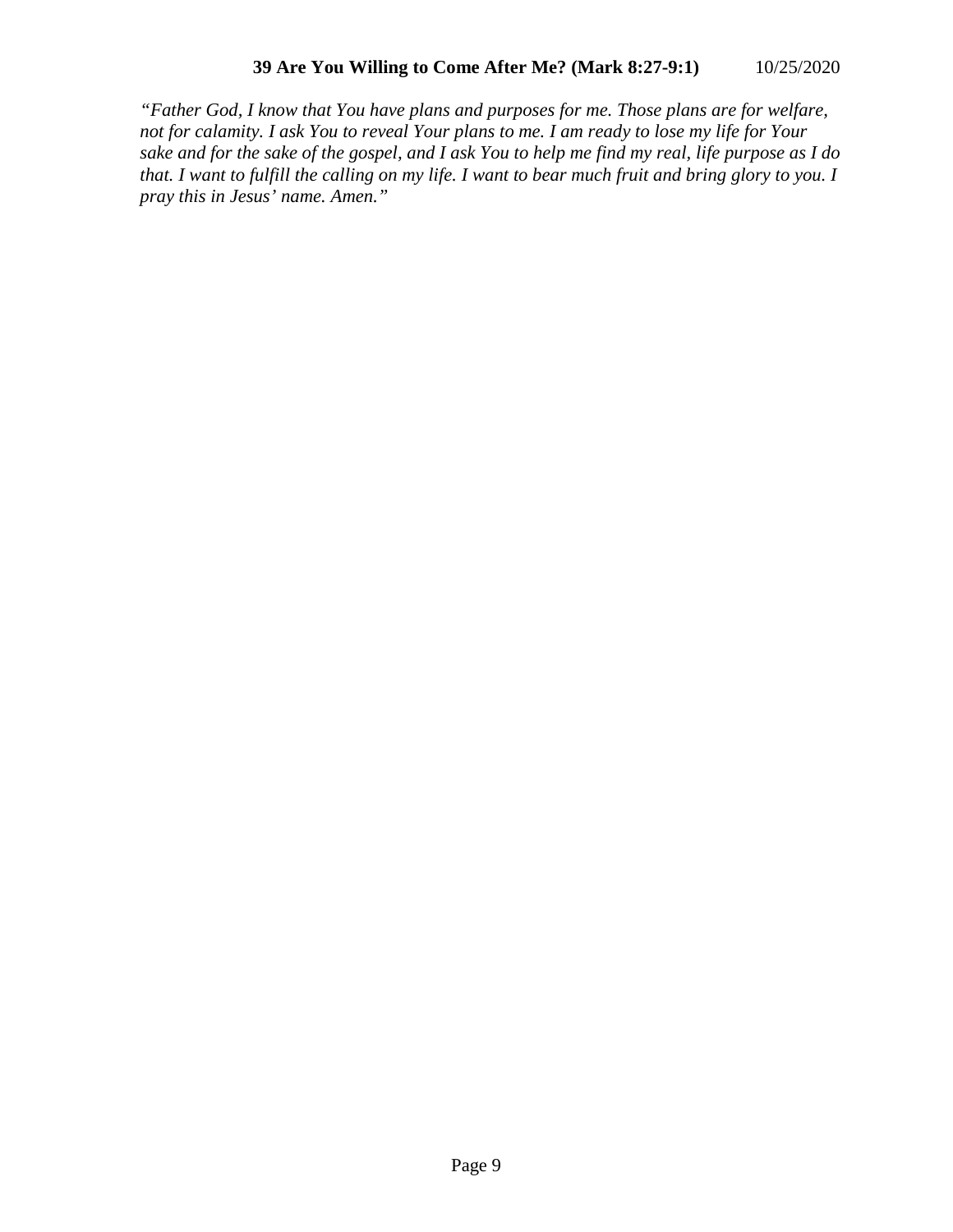*"Father God, I know that You have plans and purposes for me. Those plans are for welfare, not for calamity. I ask You to reveal Your plans to me. I am ready to lose my life for Your sake and for the sake of the gospel, and I ask You to help me find my real, life purpose as I do that. I want to fulfill the calling on my life. I want to bear much fruit and bring glory to you. I pray this in Jesus' name. Amen."*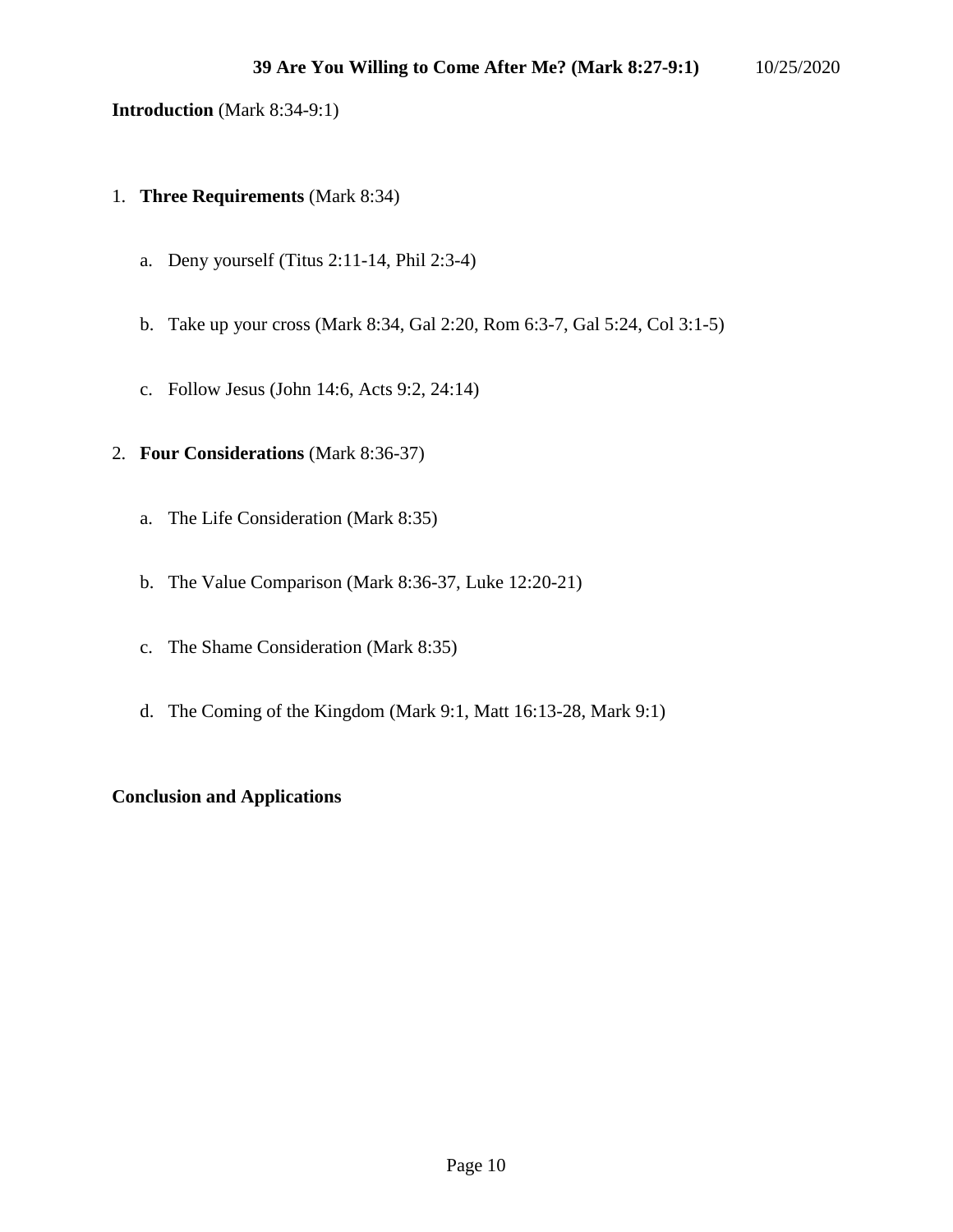# 39 Are You Willing to Come After Me? (Mark 8:27-9:1) 10/25/2020

**Introduction** (Mark 8:34-9:1)

1. **Three Requirements** (Mark 8:34)

   a. Deny yourself (Titus 2:11-14, Phil 2:3-4)

   b. Take up your cross (Mark 8:34, Gal 2:20, Rom 6:3-7, Gal 5:24, Col 3:1-5)

   c. Follow Jesus (John 14:6, Acts 9:2, 24:14)

2. **Four Considerations** (Mark 8:36-37)

   a. The Life Consideration (Mark 8:35)

   b. The Value Comparison (Mark 8:36-37, Luke 12:20-21)

   c. The Shame Consideration (Mark 8:35)

   d. The Coming of the Kingdom (Mark 9:1, Matt 16:13-28, Mark 9:1)

**Conclusion and Applications**